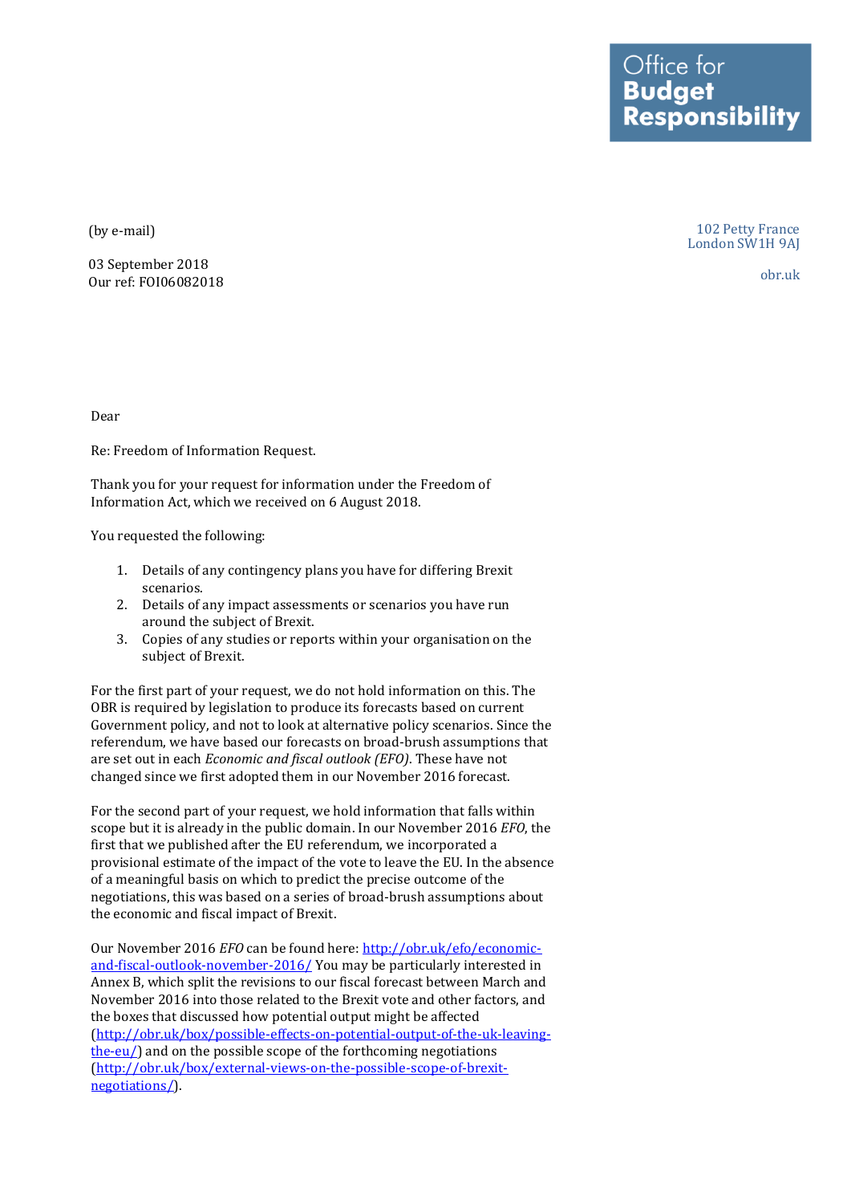Office for
**Budget Responsibility**

102 Petty France
London SW1H 9AJ

obr.uk

(by e-mail)

03 September 2018
Our ref: FOI06082018

Dear

Re: Freedom of Information Request.

Thank you for your request for information under the Freedom of Information Act, which we received on 6 August 2018.

You requested the following:

1. Details of any contingency plans you have for differing Brexit scenarios.
2. Details of any impact assessments or scenarios you have run around the subject of Brexit.
3. Copies of any studies or reports within your organisation on the subject of Brexit.

For the first part of your request, we do not hold information on this. The OBR is required by legislation to produce its forecasts based on current Government policy, and not to look at alternative policy scenarios. Since the referendum, we have based our forecasts on broad-brush assumptions that are set out in each *Economic and fiscal outlook (EFO)*. These have not changed since we first adopted them in our November 2016 forecast.

For the second part of your request, we hold information that falls within scope but it is already in the public domain. In our November 2016 *EFO*, the first that we published after the EU referendum, we incorporated a provisional estimate of the impact of the vote to leave the EU. In the absence of a meaningful basis on which to predict the precise outcome of the negotiations, this was based on a series of broad-brush assumptions about the economic and fiscal impact of Brexit.

Our November 2016 *EFO* can be found here: [http://obr.uk/efo/economic-and-fiscal-outlook-november-2016/](http://obr.uk/efo/economic-and-fiscal-outlook-november-2016/) You may be particularly interested in Annex B, which split the revisions to our fiscal forecast between March and November 2016 into those related to the Brexit vote and other factors, and the boxes that discussed how potential output might be affected ([http://obr.uk/box/possible-effects-on-potential-output-of-the-uk-leaving-the-eu/](http://obr.uk/box/possible-effects-on-potential-output-of-the-uk-leaving-the-eu/)) and on the possible scope of the forthcoming negotiations ([http://obr.uk/box/external-views-on-the-possible-scope-of-brexit-negotiations/](http://obr.uk/box/external-views-on-the-possible-scope-of-brexit-negotiations/)).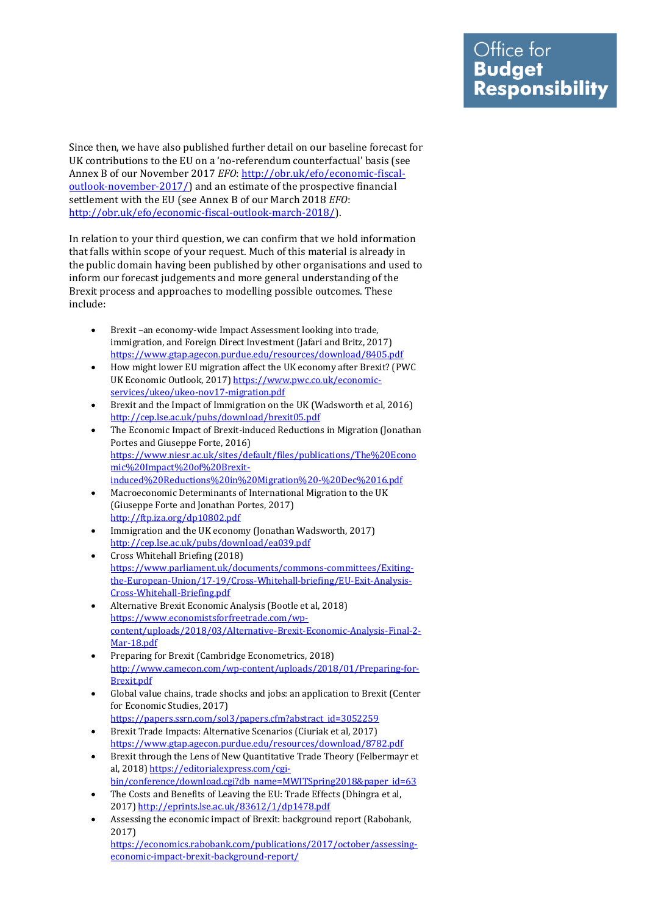Since then, we have also published further detail on our baseline forecast for UK contributions to the EU on a 'no-referendum counterfactual' basis (see Annex B of our November 2017 *EFO*: http://obr.uk/efo/economic-fiscal-outlook-november-2017/) and an estimate of the prospective financial settlement with the EU (see Annex B of our March 2018 *EFO*: http://obr.uk/efo/economic-fiscal-outlook-march-2018/).

In relation to your third question, we can confirm that we hold information that falls within scope of your request. Much of this material is already in the public domain having been published by other organisations and used to inform our forecast judgements and more general understanding of the Brexit process and approaches to modelling possible outcomes. These include:

- Brexit –an economy-wide Impact Assessment looking into trade, immigration, and Foreign Direct Investment (Jafari and Britz, 2017) https://www.gtap.agecon.purdue.edu/resources/download/8405.pdf
- How might lower EU migration affect the UK economy after Brexit? (PWC UK Economic Outlook, 2017) https://www.pwc.co.uk/economic-services/ukeo/ukeo-nov17-migration.pdf
- Brexit and the Impact of Immigration on the UK (Wadsworth et al, 2016) http://cep.lse.ac.uk/pubs/download/brexit05.pdf
- The Economic Impact of Brexit-induced Reductions in Migration (Jonathan Portes and Giuseppe Forte, 2016) https://www.niesr.ac.uk/sites/default/files/publications/The%20Economic%20Impact%20of%20Brexit-induced%20Reductions%20in%20Migration%20-%20Dec%2016.pdf
- Macroeconomic Determinants of International Migration to the UK (Giuseppe Forte and Jonathan Portes, 2017) http://ftp.iza.org/dp10802.pdf
- Immigration and the UK economy (Jonathan Wadsworth, 2017) http://cep.lse.ac.uk/pubs/download/ea039.pdf
- Cross Whitehall Briefing (2018) https://www.parliament.uk/documents/commons-committees/Exiting-the-European-Union/17-19/Cross-Whitehall-briefing/EU-Exit-Analysis-Cross-Whitehall-Briefing.pdf
- Alternative Brexit Economic Analysis (Bootle et al, 2018) https://www.economistsforfreetrade.com/wp-content/uploads/2018/03/Alternative-Brexit-Economic-Analysis-Final-2-Mar-18.pdf
- Preparing for Brexit (Cambridge Econometrics, 2018) http://www.camecon.com/wp-content/uploads/2018/01/Preparing-for-Brexit.pdf
- Global value chains, trade shocks and jobs: an application to Brexit (Center for Economic Studies, 2017) https://papers.ssrn.com/sol3/papers.cfm?abstract_id=3052259
- Brexit Trade Impacts: Alternative Scenarios (Ciuriak et al, 2017) https://www.gtap.agecon.purdue.edu/resources/download/8782.pdf
- Brexit through the Lens of New Quantitative Trade Theory (Felbermayr et al, 2018) https://editorialexpress.com/cgi-bin/conference/download.cgi?db_name=MWITSpring2018&paper_id=63
- The Costs and Benefits of Leaving the EU: Trade Effects (Dhingra et al, 2017) http://eprints.lse.ac.uk/83612/1/dp1478.pdf
- Assessing the economic impact of Brexit: background report (Rabobank, 2017) https://economics.rabobank.com/publications/2017/october/assessing-economic-impact-brexit-background-report/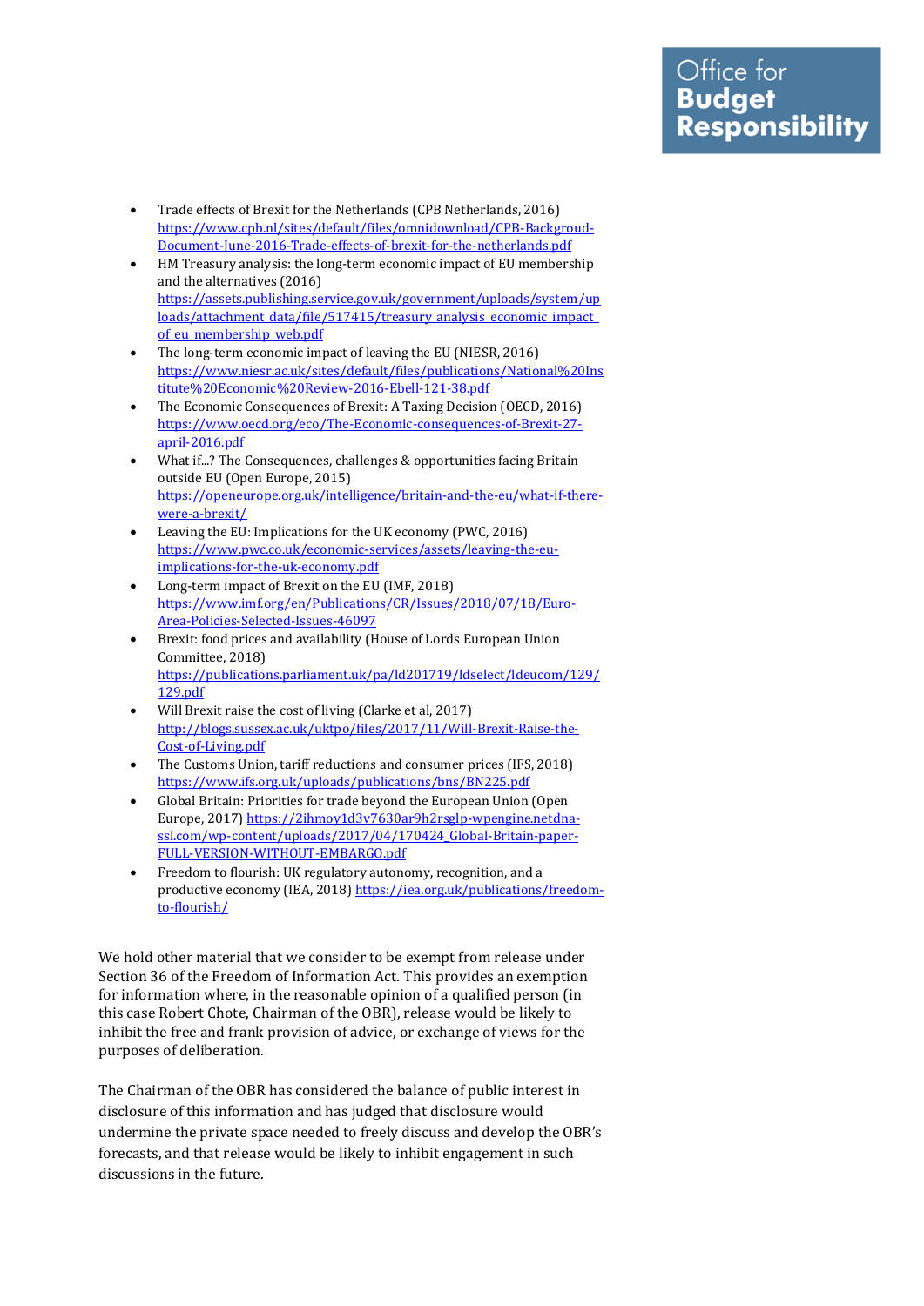- Trade effects of Brexit for the Netherlands (CPB Netherlands, 2016) https://www.cpb.nl/sites/default/files/omnidownload/CPB-Backgroud-Document-June-2016-Trade-effects-of-brexit-for-the-netherlands.pdf
- HM Treasury analysis: the long-term economic impact of EU membership and the alternatives (2016) https://assets.publishing.service.gov.uk/government/uploads/system/uploads/attachment_data/file/517415/treasury_analysis_economic_impact_of_eu_membership_web.pdf
- The long-term economic impact of leaving the EU (NIESR, 2016) https://www.niesr.ac.uk/sites/default/files/publications/National%20Institute%20Economic%20Review-2016-Ebell-121-38.pdf
- The Economic Consequences of Brexit: A Taxing Decision (OECD, 2016) https://www.oecd.org/eco/The-Economic-consequences-of-Brexit-27-april-2016.pdf
- What if...? The Consequences, challenges & opportunities facing Britain outside EU (Open Europe, 2015) https://openeurope.org.uk/intelligence/britain-and-the-eu/what-if-there-were-a-brexit/
- Leaving the EU: Implications for the UK economy (PWC, 2016) https://www.pwc.co.uk/economic-services/assets/leaving-the-eu-implications-for-the-uk-economy.pdf
- Long-term impact of Brexit on the EU (IMF, 2018) https://www.imf.org/en/Publications/CR/Issues/2018/07/18/Euro-Area-Policies-Selected-Issues-46097
- Brexit: food prices and availability (House of Lords European Union Committee, 2018) https://publications.parliament.uk/pa/ld201719/ldselect/ldeucom/129/129.pdf
- Will Brexit raise the cost of living (Clarke et al, 2017) http://blogs.sussex.ac.uk/uktpo/files/2017/11/Will-Brexit-Raise-the-Cost-of-Living.pdf
- The Customs Union, tariff reductions and consumer prices (IFS, 2018) https://www.ifs.org.uk/uploads/publications/bns/BN225.pdf
- Global Britain: Priorities for trade beyond the European Union (Open Europe, 2017) https://2ihmoy1d3v7630ar9h2rsglp-wpengine.netdna-ssl.com/wp-content/uploads/2017/04/170424_Global-Britain-paper-FULL-VERSION-WITHOUT-EMBARGO.pdf
- Freedom to flourish: UK regulatory autonomy, recognition, and a productive economy (IEA, 2018) https://iea.org.uk/publications/freedom-to-flourish/

We hold other material that we consider to be exempt from release under Section 36 of the Freedom of Information Act. This provides an exemption for information where, in the reasonable opinion of a qualified person (in this case Robert Chote, Chairman of the OBR), release would be likely to inhibit the free and frank provision of advice, or exchange of views for the purposes of deliberation.

The Chairman of the OBR has considered the balance of public interest in disclosure of this information and has judged that disclosure would undermine the private space needed to freely discuss and develop the OBR's forecasts, and that release would be likely to inhibit engagement in such discussions in the future.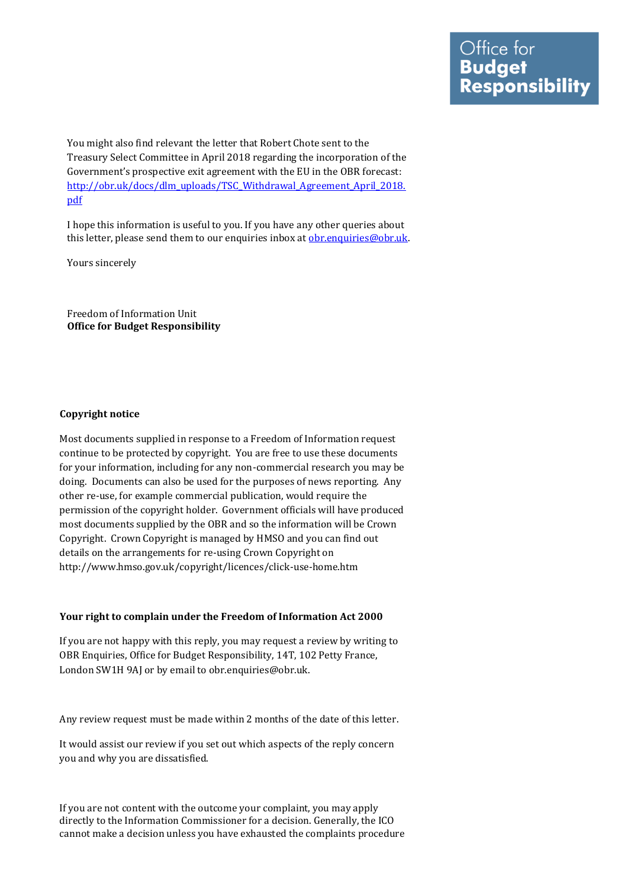You might also find relevant the letter that Robert Chote sent to the Treasury Select Committee in April 2018 regarding the incorporation of the Government's prospective exit agreement with the EU in the OBR forecast: [http://obr.uk/docs/dlm_uploads/TSC_Withdrawal_Agreement_April_2018.pdf](http://obr.uk/docs/dlm_uploads/TSC_Withdrawal_Agreement_April_2018.pdf)

I hope this information is useful to you. If you have any other queries about this letter, please send them to our enquiries inbox at [obr.enquiries@obr.uk](mailto:obr.enquiries@obr.uk).

Yours sincerely

Freedom of Information Unit
**Office for Budget Responsibility**

**Copyright notice**

Most documents supplied in response to a Freedom of Information request continue to be protected by copyright. You are free to use these documents for your information, including for any non-commercial research you may be doing. Documents can also be used for the purposes of news reporting. Any other re-use, for example commercial publication, would require the permission of the copyright holder. Government officials will have produced most documents supplied by the OBR and so the information will be Crown Copyright. Crown Copyright is managed by HMSO and you can find out details on the arrangements for re-using Crown Copyright on http://www.hmso.gov.uk/copyright/licences/click-use-home.htm

**Your right to complain under the Freedom of Information Act 2000**

If you are not happy with this reply, you may request a review by writing to OBR Enquiries, Office for Budget Responsibility, 14T, 102 Petty France, London SW1H 9AJ or by email to obr.enquiries@obr.uk.

Any review request must be made within 2 months of the date of this letter.

It would assist our review if you set out which aspects of the reply concern you and why you are dissatisfied.

If you are not content with the outcome your complaint, you may apply directly to the Information Commissioner for a decision. Generally, the ICO cannot make a decision unless you have exhausted the complaints procedure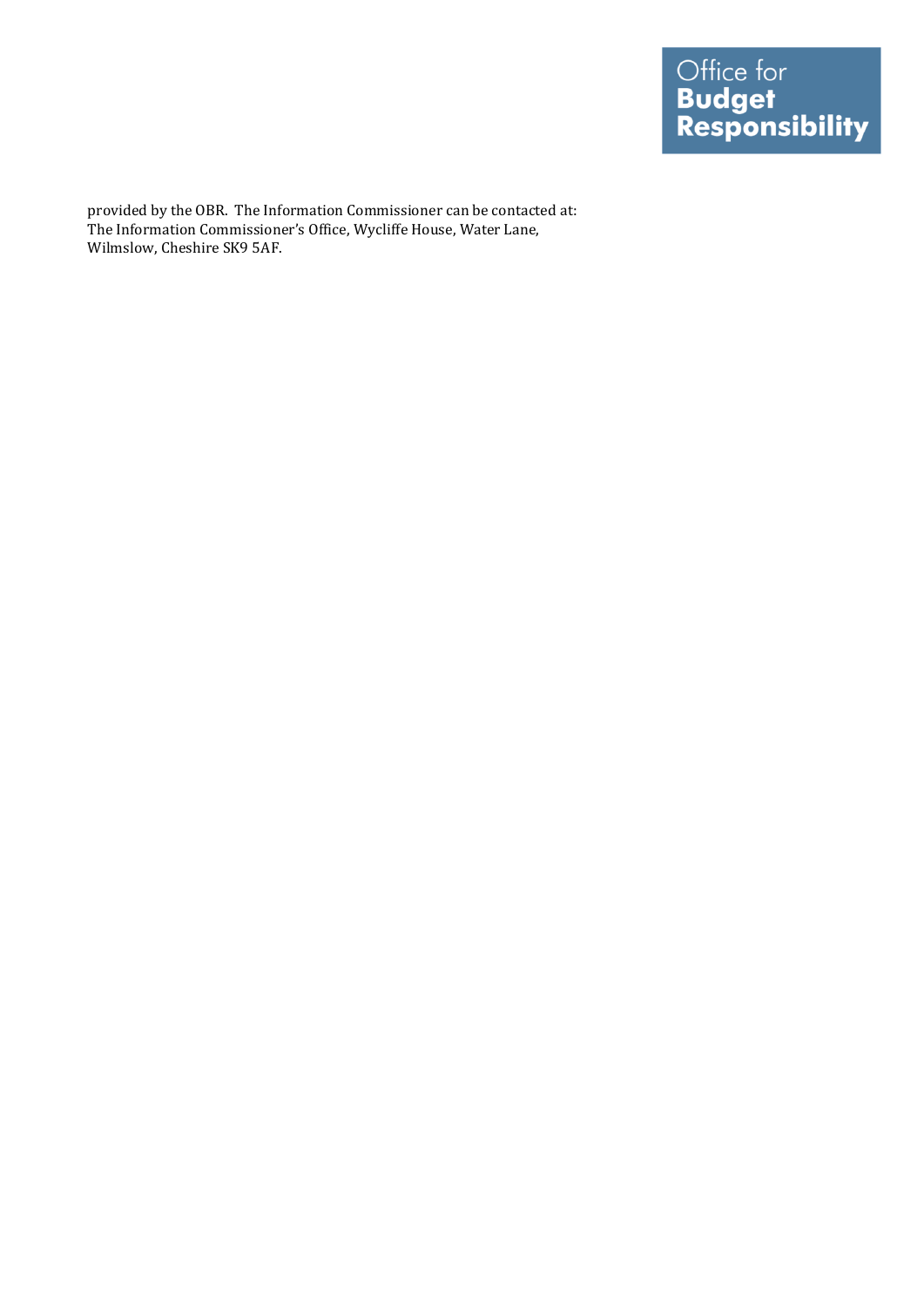provided by the OBR. The Information Commissioner can be contacted at: The Information Commissioner's Office, Wycliffe House, Water Lane, Wilmslow, Cheshire SK9 5AF.